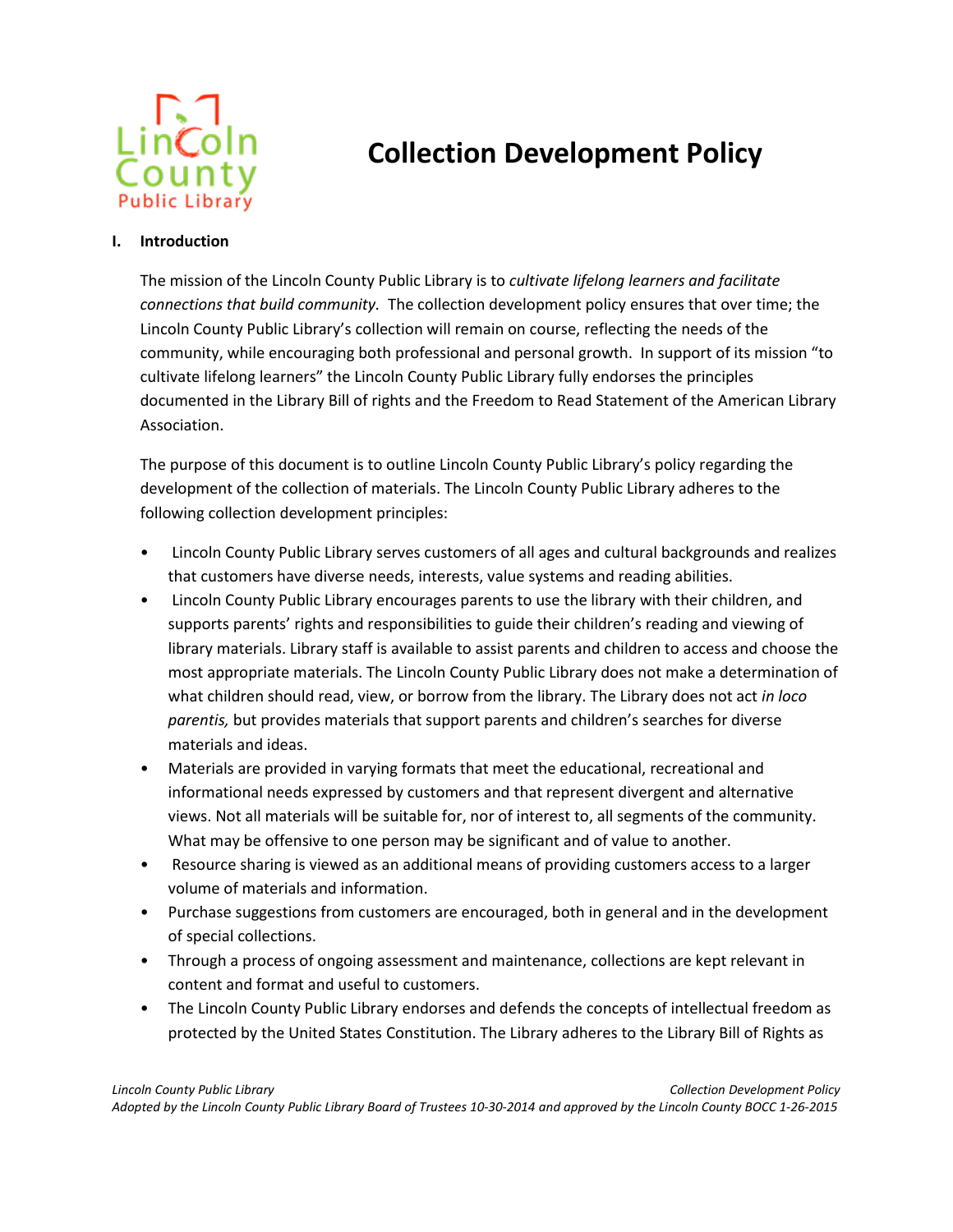# Collection Development Policy

## I. Introduction

The mission of the Lincoln County Public Library is to *cultivate lifelong learners and facilitate connections that build community.* The collection development policy ensures that over time; the Lincoln County Public Library's collection will remain on course, reflecting the needs of the community, while encouraging both professional and personal growth. In support of its mission "to cultivate lifelong learners" the Lincoln County Public Library fully endorses the principles documented in the Library Bill of rights and the Freedom to Read Statement of the American Library Association.

The purpose of this document is to outline Lincoln County Public Library's policy regarding the development of the collection of materials. The Lincoln County Public Library adheres to the following collection development principles:

- Lincoln County Public Library serves customers of all ages and cultural backgrounds and realizes that customers have diverse needs, interests, value systems and reading abilities.
- Lincoln County Public Library encourages parents to use the library with their children, and supports parents' rights and responsibilities to guide their children's reading and viewing of library materials. Library staff is available to assist parents and children to access and choose the most appropriate materials. The Lincoln County Public Library does not make a determination of what children should read, view, or borrow from the library. The Library does not act *in loco parentis,* but provides materials that support parents and children's searches for diverse materials and ideas.
- Materials are provided in varying formats that meet the educational, recreational and informational needs expressed by customers and that represent divergent and alternative views. Not all materials will be suitable for, nor of interest to, all segments of the community. What may be offensive to one person may be significant and of value to another.
- Resource sharing is viewed as an additional means of providing customers access to a larger volume of materials and information.
- Purchase suggestions from customers are encouraged, both in general and in the development of special collections.
- Through a process of ongoing assessment and maintenance, collections are kept relevant in content and format and useful to customers.
- The Lincoln County Public Library endorses and defends the concepts of intellectual freedom as protected by the United States Constitution. The Library adheres to the Library Bill of Rights as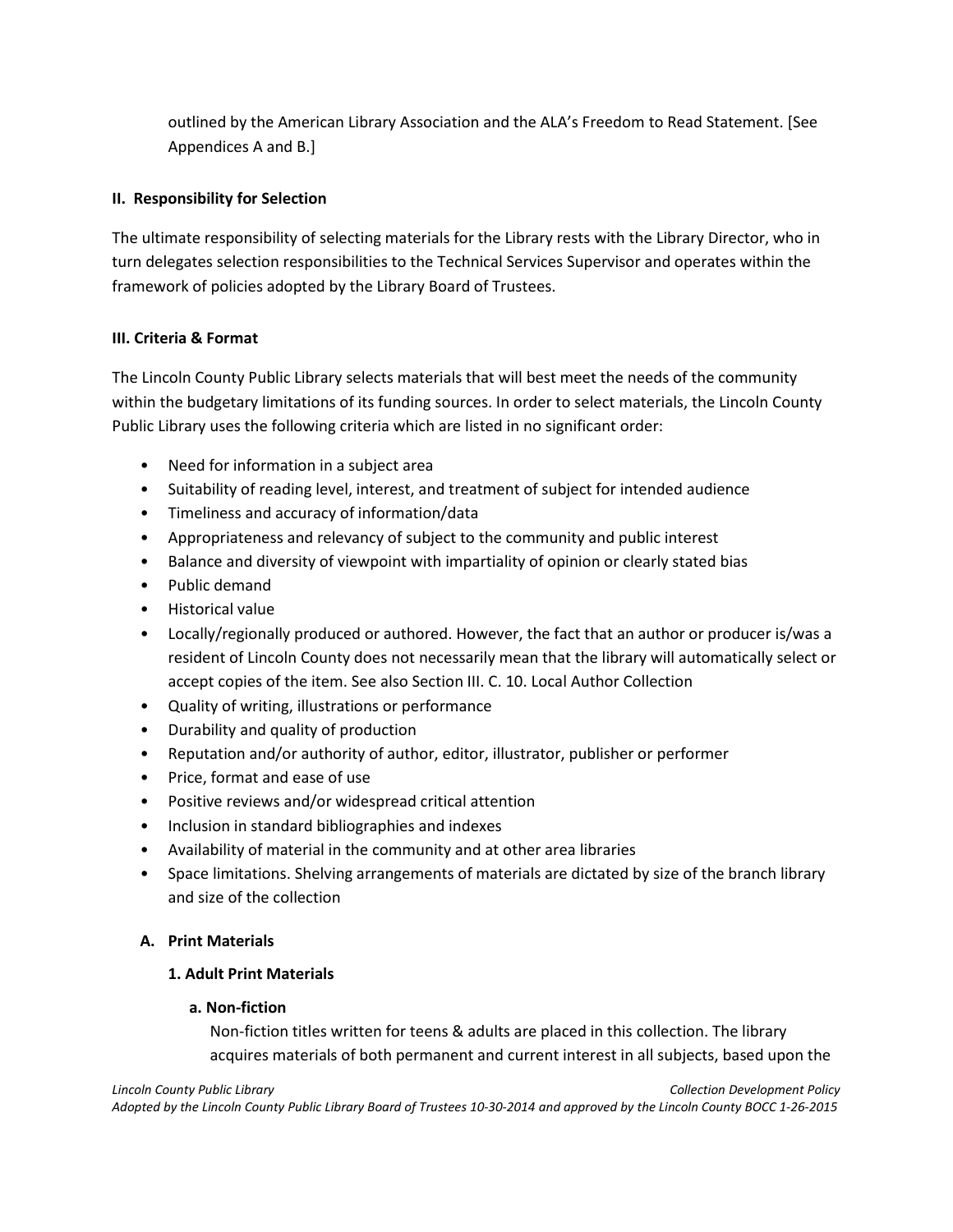outlined by the American Library Association and the ALA's Freedom to Read Statement. [See Appendices A and B.]

**II. Responsibility for Selection**

The ultimate responsibility of selecting materials for the Library rests with the Library Director, who in turn delegates selection responsibilities to the Technical Services Supervisor and operates within the framework of policies adopted by the Library Board of Trustees.

**III. Criteria & Format**

The Lincoln County Public Library selects materials that will best meet the needs of the community within the budgetary limitations of its funding sources. In order to select materials, the Lincoln County Public Library uses the following criteria which are listed in no significant order:

- Need for information in a subject area
- Suitability of reading level, interest, and treatment of subject for intended audience
- Timeliness and accuracy of information/data
- Appropriateness and relevancy of subject to the community and public interest
- Balance and diversity of viewpoint with impartiality of opinion or clearly stated bias
- Public demand
- Historical value
- Locally/regionally produced or authored. However, the fact that an author or producer is/was a resident of Lincoln County does not necessarily mean that the library will automatically select or accept copies of the item. See also Section III. C. 10. Local Author Collection
- Quality of writing, illustrations or performance
- Durability and quality of production
- Reputation and/or authority of author, editor, illustrator, publisher or performer
- Price, format and ease of use
- Positive reviews and/or widespread critical attention
- Inclusion in standard bibliographies and indexes
- Availability of material in the community and at other area libraries
- Space limitations. Shelving arrangements of materials are dictated by size of the branch library and size of the collection

**A. Print Materials**

**1. Adult Print Materials**

**a. Non-fiction**

Non-fiction titles written for teens & adults are placed in this collection. The library acquires materials of both permanent and current interest in all subjects, based upon the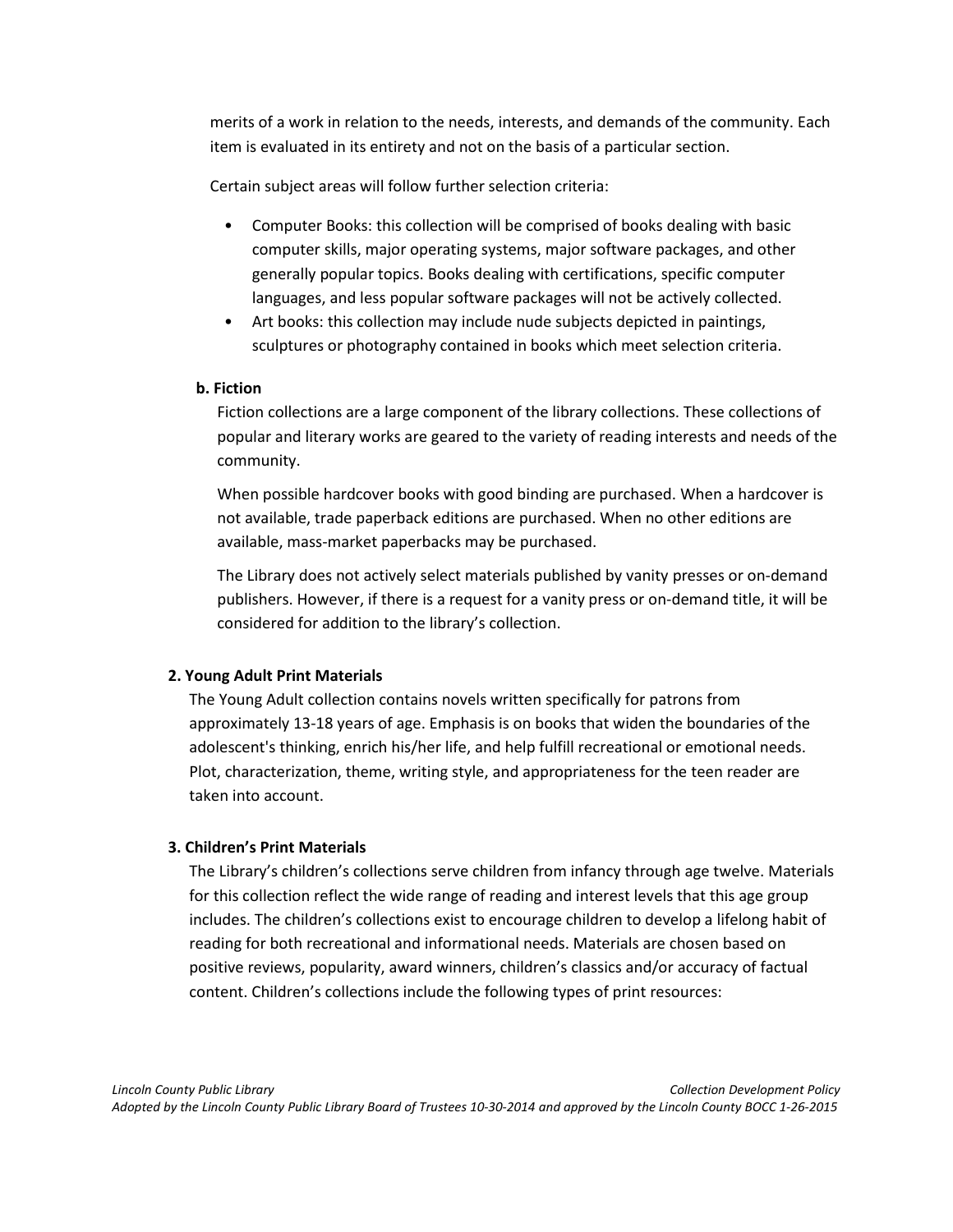merits of a work in relation to the needs, interests, and demands of the community. Each item is evaluated in its entirety and not on the basis of a particular section.

Certain subject areas will follow further selection criteria:

- Computer Books: this collection will be comprised of books dealing with basic computer skills, major operating systems, major software packages, and other generally popular topics. Books dealing with certifications, specific computer languages, and less popular software packages will not be actively collected.
- Art books: this collection may include nude subjects depicted in paintings, sculptures or photography contained in books which meet selection criteria.

**b. Fiction**

Fiction collections are a large component of the library collections. These collections of popular and literary works are geared to the variety of reading interests and needs of the community.

When possible hardcover books with good binding are purchased. When a hardcover is not available, trade paperback editions are purchased. When no other editions are available, mass-market paperbacks may be purchased.

The Library does not actively select materials published by vanity presses or on-demand publishers. However, if there is a request for a vanity press or on-demand title, it will be considered for addition to the library's collection.

**2. Young Adult Print Materials**

The Young Adult collection contains novels written specifically for patrons from approximately 13-18 years of age. Emphasis is on books that widen the boundaries of the adolescent's thinking, enrich his/her life, and help fulfill recreational or emotional needs. Plot, characterization, theme, writing style, and appropriateness for the teen reader are taken into account.

**3. Children's Print Materials**

The Library's children's collections serve children from infancy through age twelve. Materials for this collection reflect the wide range of reading and interest levels that this age group includes. The children's collections exist to encourage children to develop a lifelong habit of reading for both recreational and informational needs. Materials are chosen based on positive reviews, popularity, award winners, children's classics and/or accuracy of factual content. Children's collections include the following types of print resources: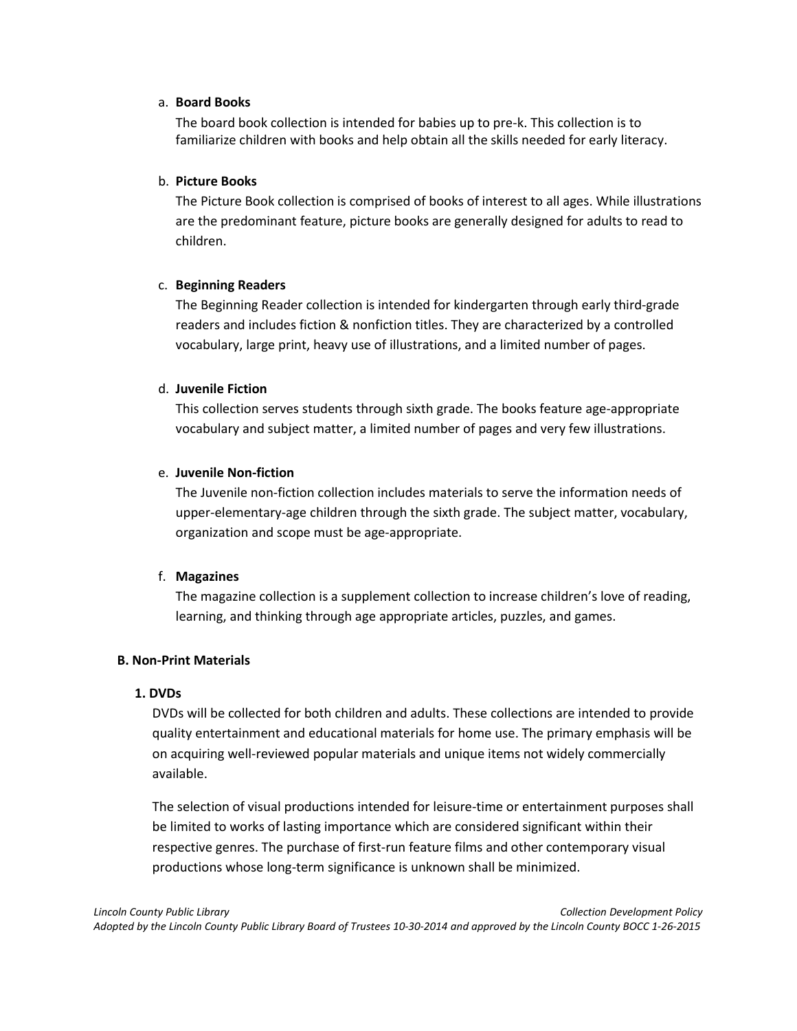a. **Board Books**

   The board book collection is intended for babies up to pre-k. This collection is to familiarize children with books and help obtain all the skills needed for early literacy.

b. **Picture Books**

   The Picture Book collection is comprised of books of interest to all ages. While illustrations are the predominant feature, picture books are generally designed for adults to read to children.

c. **Beginning Readers**

   The Beginning Reader collection is intended for kindergarten through early third-grade readers and includes fiction & nonfiction titles. They are characterized by a controlled vocabulary, large print, heavy use of illustrations, and a limited number of pages.

d. **Juvenile Fiction**

   This collection serves students through sixth grade. The books feature age-appropriate vocabulary and subject matter, a limited number of pages and very few illustrations.

e. **Juvenile Non-fiction**

   The Juvenile non-fiction collection includes materials to serve the information needs of upper-elementary-age children through the sixth grade. The subject matter, vocabulary, organization and scope must be age-appropriate.

f. **Magazines**

   The magazine collection is a supplement collection to increase children's love of reading, learning, and thinking through age appropriate articles, puzzles, and games.

**B. Non-Print Materials**

**1. DVDs**

DVDs will be collected for both children and adults. These collections are intended to provide quality entertainment and educational materials for home use. The primary emphasis will be on acquiring well-reviewed popular materials and unique items not widely commercially available.

The selection of visual productions intended for leisure-time or entertainment purposes shall be limited to works of lasting importance which are considered significant within their respective genres. The purchase of first-run feature films and other contemporary visual productions whose long-term significance is unknown shall be minimized.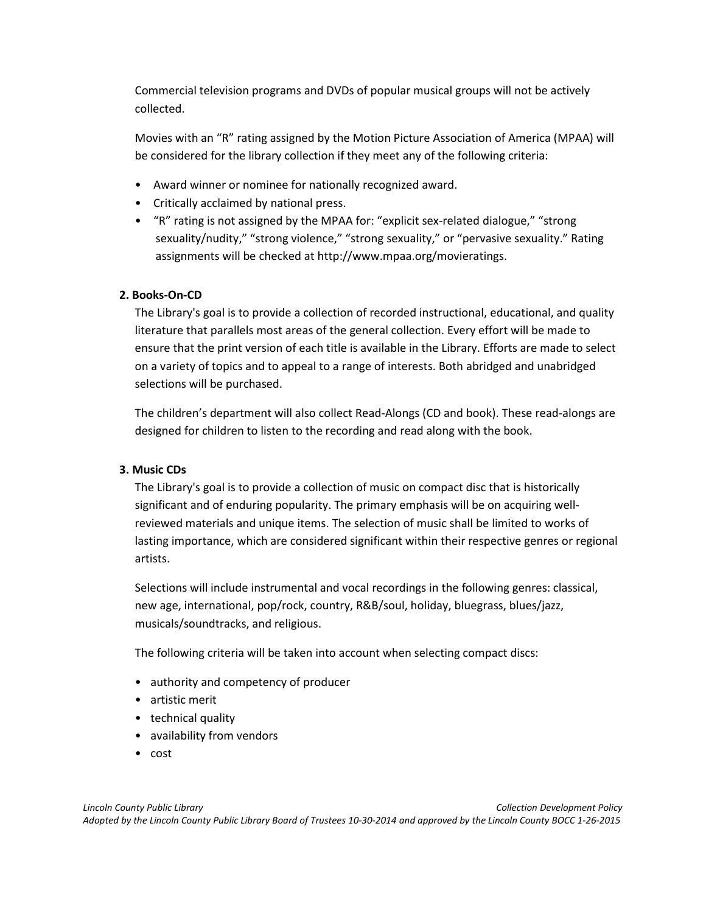Commercial television programs and DVDs of popular musical groups will not be actively collected.

Movies with an "R" rating assigned by the Motion Picture Association of America (MPAA) will be considered for the library collection if they meet any of the following criteria:

- Award winner or nominee for nationally recognized award.
- Critically acclaimed by national press.
- "R" rating is not assigned by the MPAA for: "explicit sex-related dialogue," "strong sexuality/nudity," "strong violence," "strong sexuality," or "pervasive sexuality." Rating assignments will be checked at http://www.mpaa.org/movieratings.

**2. Books-On-CD**

The Library's goal is to provide a collection of recorded instructional, educational, and quality literature that parallels most areas of the general collection. Every effort will be made to ensure that the print version of each title is available in the Library. Efforts are made to select on a variety of topics and to appeal to a range of interests. Both abridged and unabridged selections will be purchased.

The children's department will also collect Read-Alongs (CD and book). These read-alongs are designed for children to listen to the recording and read along with the book.

**3. Music CDs**

The Library's goal is to provide a collection of music on compact disc that is historically significant and of enduring popularity. The primary emphasis will be on acquiring well-reviewed materials and unique items. The selection of music shall be limited to works of lasting importance, which are considered significant within their respective genres or regional artists.

Selections will include instrumental and vocal recordings in the following genres: classical, new age, international, pop/rock, country, R&B/soul, holiday, bluegrass, blues/jazz, musicals/soundtracks, and religious.

The following criteria will be taken into account when selecting compact discs:

- authority and competency of producer
- artistic merit
- technical quality
- availability from vendors
- cost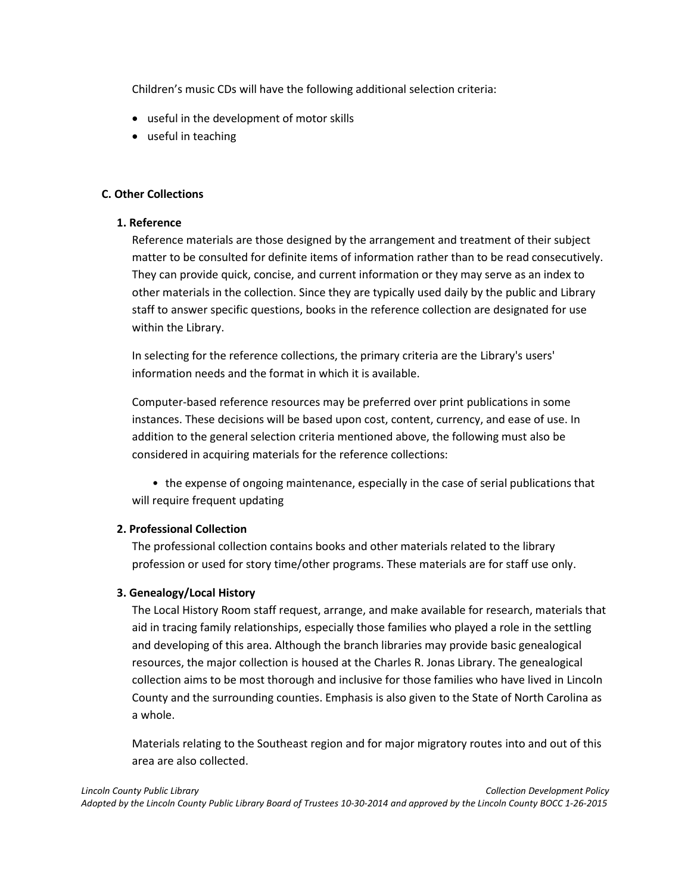Children's music CDs will have the following additional selection criteria:

- useful in the development of motor skills
- useful in teaching

### C. Other Collections

#### 1. Reference

Reference materials are those designed by the arrangement and treatment of their subject matter to be consulted for definite items of information rather than to be read consecutively. They can provide quick, concise, and current information or they may serve as an index to other materials in the collection. Since they are typically used daily by the public and Library staff to answer specific questions, books in the reference collection are designated for use within the Library.

In selecting for the reference collections, the primary criteria are the Library's users' information needs and the format in which it is available.

Computer-based reference resources may be preferred over print publications in some instances. These decisions will be based upon cost, content, currency, and ease of use. In addition to the general selection criteria mentioned above, the following must also be considered in acquiring materials for the reference collections:

- the expense of ongoing maintenance, especially in the case of serial publications that will require frequent updating

#### 2. Professional Collection

The professional collection contains books and other materials related to the library profession or used for story time/other programs. These materials are for staff use only.

#### 3. Genealogy/Local History

The Local History Room staff request, arrange, and make available for research, materials that aid in tracing family relationships, especially those families who played a role in the settling and developing of this area. Although the branch libraries may provide basic genealogical resources, the major collection is housed at the Charles R. Jonas Library. The genealogical collection aims to be most thorough and inclusive for those families who have lived in Lincoln County and the surrounding counties. Emphasis is also given to the State of North Carolina as a whole.

Materials relating to the Southeast region and for major migratory routes into and out of this area are also collected.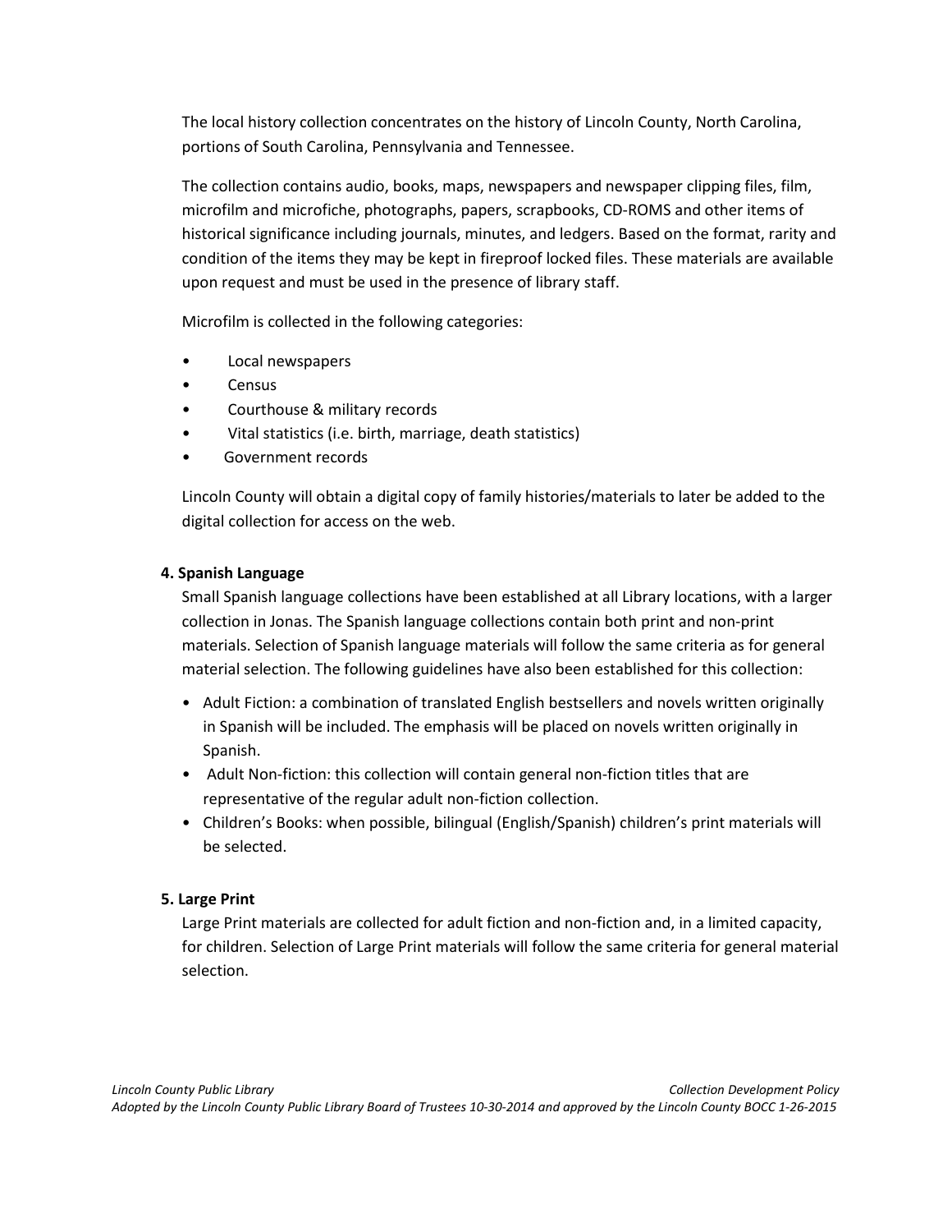The local history collection concentrates on the history of Lincoln County, North Carolina, portions of South Carolina, Pennsylvania and Tennessee.

The collection contains audio, books, maps, newspapers and newspaper clipping files, film, microfilm and microfiche, photographs, papers, scrapbooks, CD-ROMS and other items of historical significance including journals, minutes, and ledgers. Based on the format, rarity and condition of the items they may be kept in fireproof locked files. These materials are available upon request and must be used in the presence of library staff.

Microfilm is collected in the following categories:

- Local newspapers
- Census
- Courthouse & military records
- Vital statistics (i.e. birth, marriage, death statistics)
- Government records

Lincoln County will obtain a digital copy of family histories/materials to later be added to the digital collection for access on the web.

**4. Spanish Language**

Small Spanish language collections have been established at all Library locations, with a larger collection in Jonas. The Spanish language collections contain both print and non-print materials. Selection of Spanish language materials will follow the same criteria as for general material selection. The following guidelines have also been established for this collection:

- Adult Fiction: a combination of translated English bestsellers and novels written originally in Spanish will be included. The emphasis will be placed on novels written originally in Spanish.
- Adult Non-fiction: this collection will contain general non-fiction titles that are representative of the regular adult non-fiction collection.
- Children's Books: when possible, bilingual (English/Spanish) children's print materials will be selected.

**5. Large Print**

Large Print materials are collected for adult fiction and non-fiction and, in a limited capacity, for children. Selection of Large Print materials will follow the same criteria for general material selection.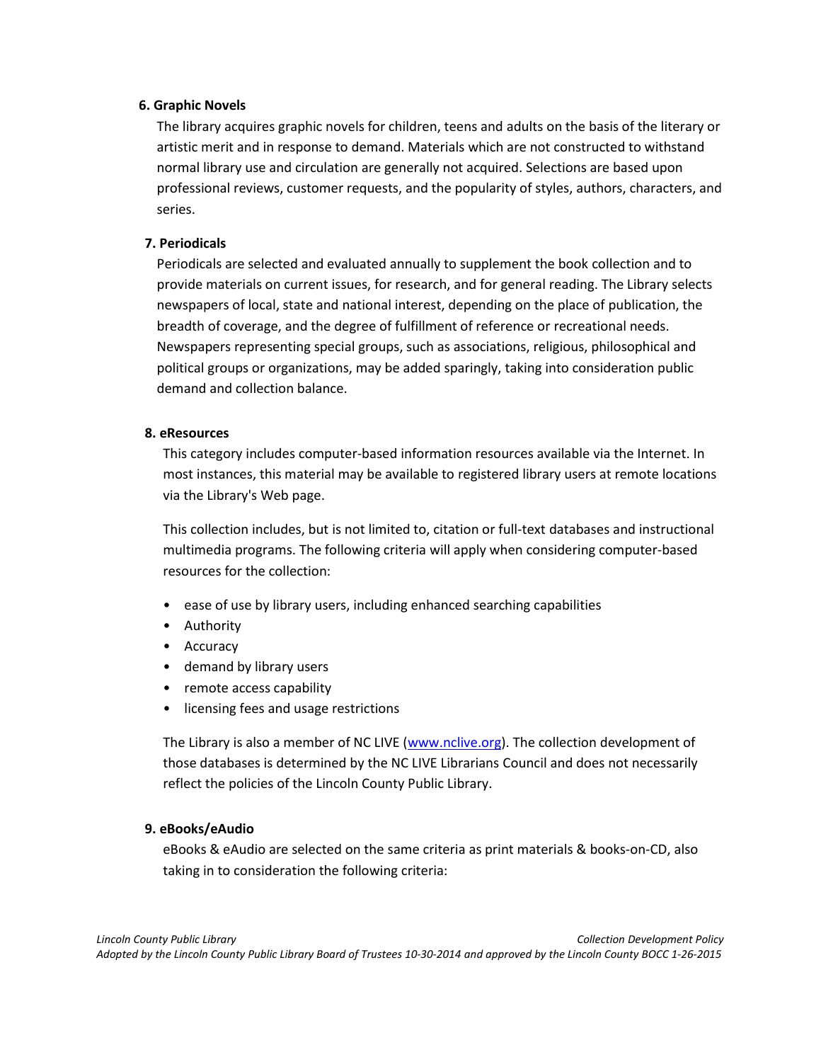**6. Graphic Novels**

The library acquires graphic novels for children, teens and adults on the basis of the literary or artistic merit and in response to demand. Materials which are not constructed to withstand normal library use and circulation are generally not acquired. Selections are based upon professional reviews, customer requests, and the popularity of styles, authors, characters, and series.

**7. Periodicals**

Periodicals are selected and evaluated annually to supplement the book collection and to provide materials on current issues, for research, and for general reading. The Library selects newspapers of local, state and national interest, depending on the place of publication, the breadth of coverage, and the degree of fulfillment of reference or recreational needs. Newspapers representing special groups, such as associations, religious, philosophical and political groups or organizations, may be added sparingly, taking into consideration public demand and collection balance.

**8. eResources**

This category includes computer-based information resources available via the Internet. In most instances, this material may be available to registered library users at remote locations via the Library's Web page.

This collection includes, but is not limited to, citation or full-text databases and instructional multimedia programs. The following criteria will apply when considering computer-based resources for the collection:

- ease of use by library users, including enhanced searching capabilities
- Authority
- Accuracy
- demand by library users
- remote access capability
- licensing fees and usage restrictions

The Library is also a member of NC LIVE ([www.nclive.org](http://www.nclive.org)). The collection development of those databases is determined by the NC LIVE Librarians Council and does not necessarily reflect the policies of the Lincoln County Public Library.

**9. eBooks/eAudio**

eBooks & eAudio are selected on the same criteria as print materials & books-on-CD, also taking in to consideration the following criteria: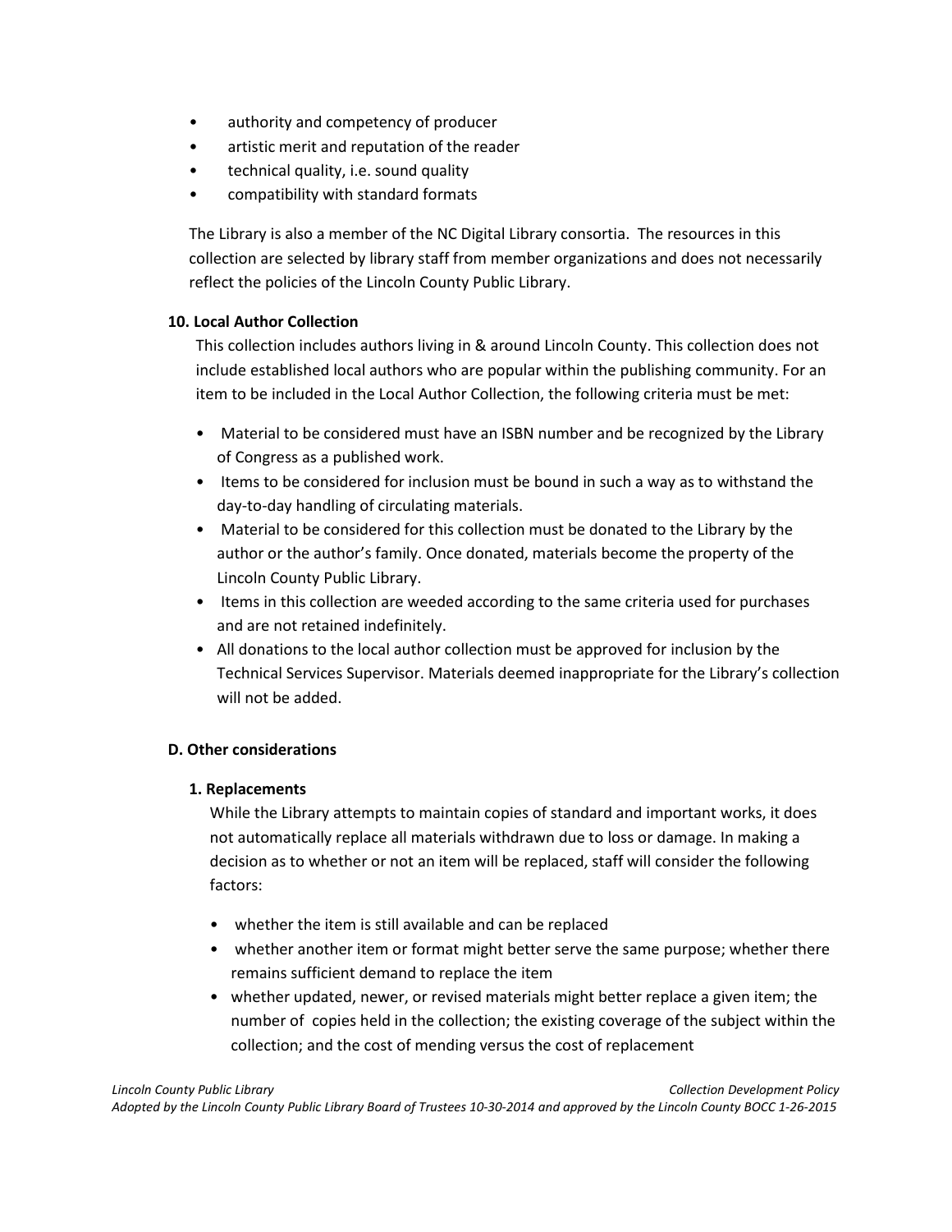- authority and competency of producer
- artistic merit and reputation of the reader
- technical quality, i.e. sound quality
- compatibility with standard formats

The Library is also a member of the NC Digital Library consortia. The resources in this collection are selected by library staff from member organizations and does not necessarily reflect the policies of the Lincoln County Public Library.

**10. Local Author Collection**

This collection includes authors living in & around Lincoln County. This collection does not include established local authors who are popular within the publishing community. For an item to be included in the Local Author Collection, the following criteria must be met:

- Material to be considered must have an ISBN number and be recognized by the Library of Congress as a published work.
- Items to be considered for inclusion must be bound in such a way as to withstand the day-to-day handling of circulating materials.
- Material to be considered for this collection must be donated to the Library by the author or the author's family. Once donated, materials become the property of the Lincoln County Public Library.
- Items in this collection are weeded according to the same criteria used for purchases and are not retained indefinitely.
- All donations to the local author collection must be approved for inclusion by the Technical Services Supervisor. Materials deemed inappropriate for the Library's collection will not be added.

**D. Other considerations**

**1. Replacements**

While the Library attempts to maintain copies of standard and important works, it does not automatically replace all materials withdrawn due to loss or damage. In making a decision as to whether or not an item will be replaced, staff will consider the following factors:

- whether the item is still available and can be replaced
- whether another item or format might better serve the same purpose; whether there remains sufficient demand to replace the item
- whether updated, newer, or revised materials might better replace a given item; the number of copies held in the collection; the existing coverage of the subject within the collection; and the cost of mending versus the cost of replacement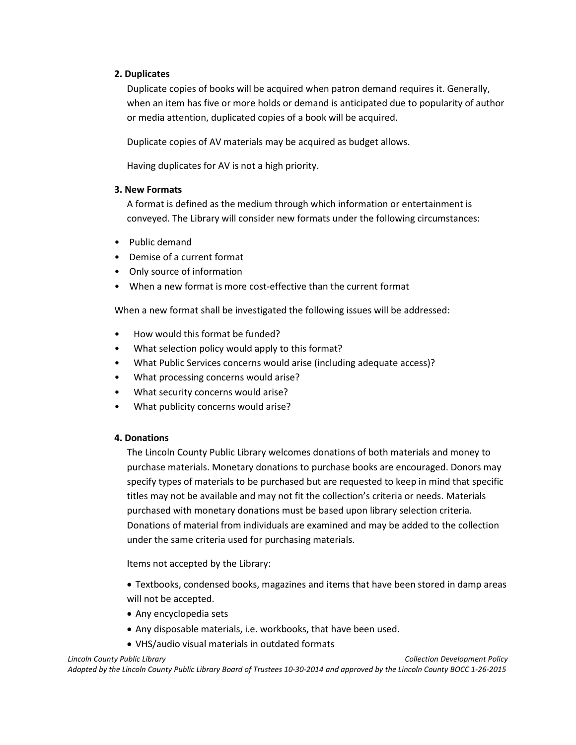**2. Duplicates**

Duplicate copies of books will be acquired when patron demand requires it. Generally, when an item has five or more holds or demand is anticipated due to popularity of author or media attention, duplicated copies of a book will be acquired.

Duplicate copies of AV materials may be acquired as budget allows.

Having duplicates for AV is not a high priority.

**3. New Formats**

A format is defined as the medium through which information or entertainment is conveyed. The Library will consider new formats under the following circumstances:

- Public demand
- Demise of a current format
- Only source of information
- When a new format is more cost-effective than the current format

When a new format shall be investigated the following issues will be addressed:

- How would this format be funded?
- What selection policy would apply to this format?
- What Public Services concerns would arise (including adequate access)?
- What processing concerns would arise?
- What security concerns would arise?
- What publicity concerns would arise?

**4. Donations**

The Lincoln County Public Library welcomes donations of both materials and money to purchase materials. Monetary donations to purchase books are encouraged. Donors may specify types of materials to be purchased but are requested to keep in mind that specific titles may not be available and may not fit the collection's criteria or needs. Materials purchased with monetary donations must be based upon library selection criteria. Donations of material from individuals are examined and may be added to the collection under the same criteria used for purchasing materials.

Items not accepted by the Library:

- Textbooks, condensed books, magazines and items that have been stored in damp areas will not be accepted.
- Any encyclopedia sets
- Any disposable materials, i.e. workbooks, that have been used.
- VHS/audio visual materials in outdated formats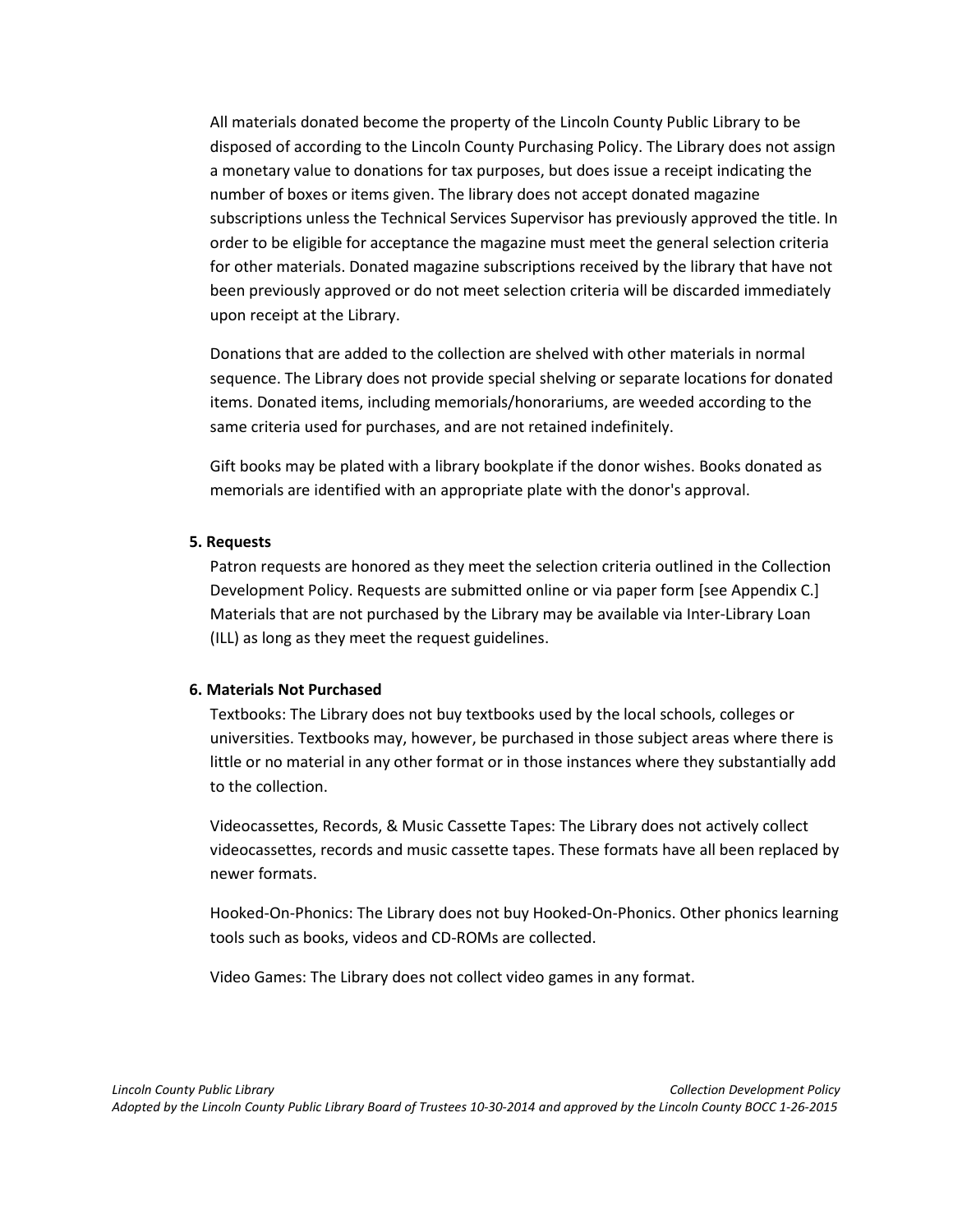All materials donated become the property of the Lincoln County Public Library to be disposed of according to the Lincoln County Purchasing Policy. The Library does not assign a monetary value to donations for tax purposes, but does issue a receipt indicating the number of boxes or items given. The library does not accept donated magazine subscriptions unless the Technical Services Supervisor has previously approved the title. In order to be eligible for acceptance the magazine must meet the general selection criteria for other materials. Donated magazine subscriptions received by the library that have not been previously approved or do not meet selection criteria will be discarded immediately upon receipt at the Library.

Donations that are added to the collection are shelved with other materials in normal sequence. The Library does not provide special shelving or separate locations for donated items. Donated items, including memorials/honorariums, are weeded according to the same criteria used for purchases, and are not retained indefinitely.

Gift books may be plated with a library bookplate if the donor wishes. Books donated as memorials are identified with an appropriate plate with the donor's approval.

**5. Requests**

Patron requests are honored as they meet the selection criteria outlined in the Collection Development Policy. Requests are submitted online or via paper form [see Appendix C.] Materials that are not purchased by the Library may be available via Inter-Library Loan (ILL) as long as they meet the request guidelines.

**6. Materials Not Purchased**

Textbooks: The Library does not buy textbooks used by the local schools, colleges or universities. Textbooks may, however, be purchased in those subject areas where there is little or no material in any other format or in those instances where they substantially add to the collection.

Videocassettes, Records, & Music Cassette Tapes: The Library does not actively collect videocassettes, records and music cassette tapes. These formats have all been replaced by newer formats.

Hooked-On-Phonics: The Library does not buy Hooked-On-Phonics. Other phonics learning tools such as books, videos and CD-ROMs are collected.

Video Games: The Library does not collect video games in any format.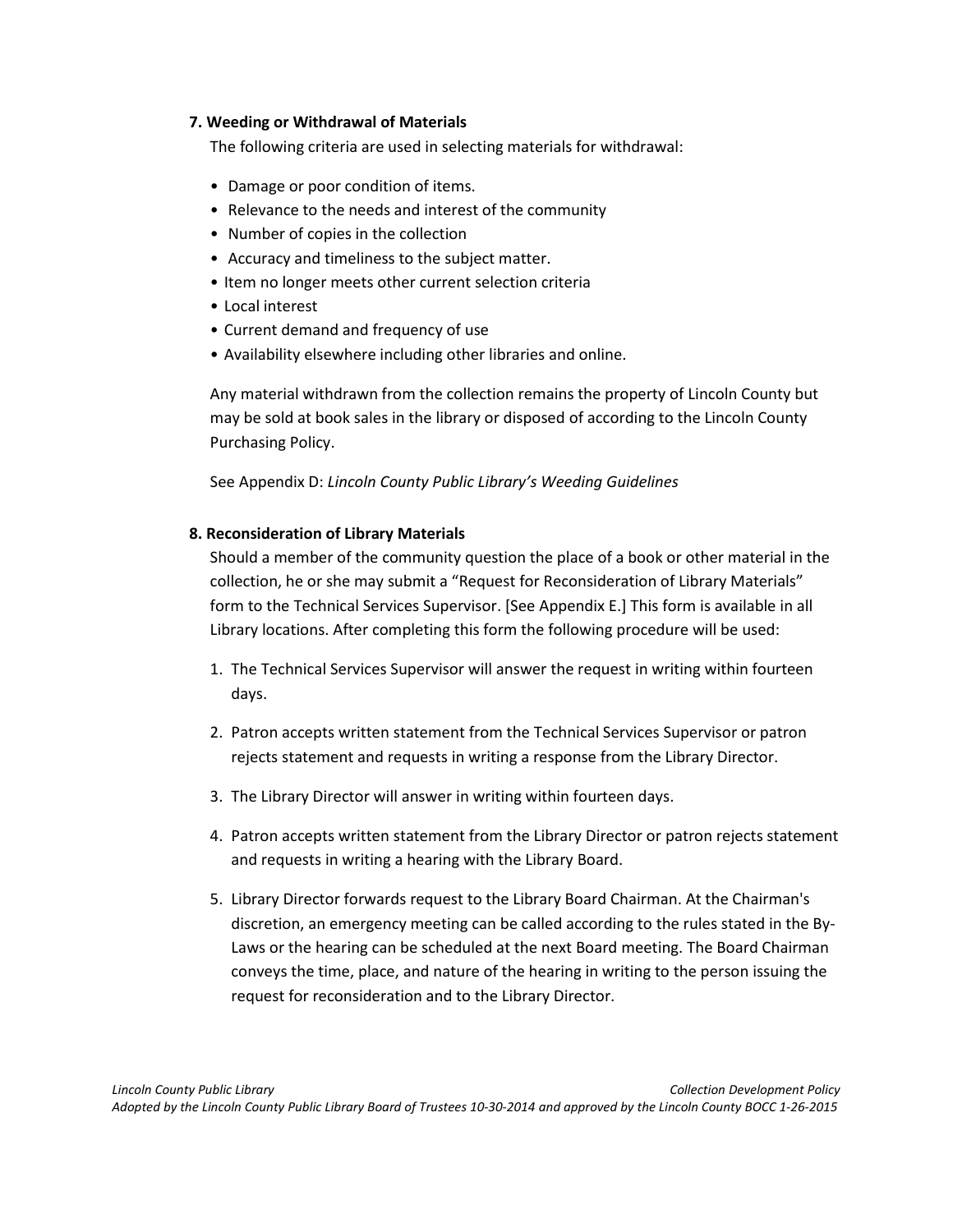### 7. Weeding or Withdrawal of Materials

The following criteria are used in selecting materials for withdrawal:

- Damage or poor condition of items.
- Relevance to the needs and interest of the community
- Number of copies in the collection
- Accuracy and timeliness to the subject matter.
- Item no longer meets other current selection criteria
- Local interest
- Current demand and frequency of use
- Availability elsewhere including other libraries and online.

Any material withdrawn from the collection remains the property of Lincoln County but may be sold at book sales in the library or disposed of according to the Lincoln County Purchasing Policy.

See Appendix D: *Lincoln County Public Library's Weeding Guidelines*

### 8. Reconsideration of Library Materials

Should a member of the community question the place of a book or other material in the collection, he or she may submit a "Request for Reconsideration of Library Materials" form to the Technical Services Supervisor. [See Appendix E.] This form is available in all Library locations. After completing this form the following procedure will be used:

1. The Technical Services Supervisor will answer the request in writing within fourteen days.
2. Patron accepts written statement from the Technical Services Supervisor or patron rejects statement and requests in writing a response from the Library Director.
3. The Library Director will answer in writing within fourteen days.
4. Patron accepts written statement from the Library Director or patron rejects statement and requests in writing a hearing with the Library Board.
5. Library Director forwards request to the Library Board Chairman. At the Chairman's discretion, an emergency meeting can be called according to the rules stated in the By-Laws or the hearing can be scheduled at the next Board meeting. The Board Chairman conveys the time, place, and nature of the hearing in writing to the person issuing the request for reconsideration and to the Library Director.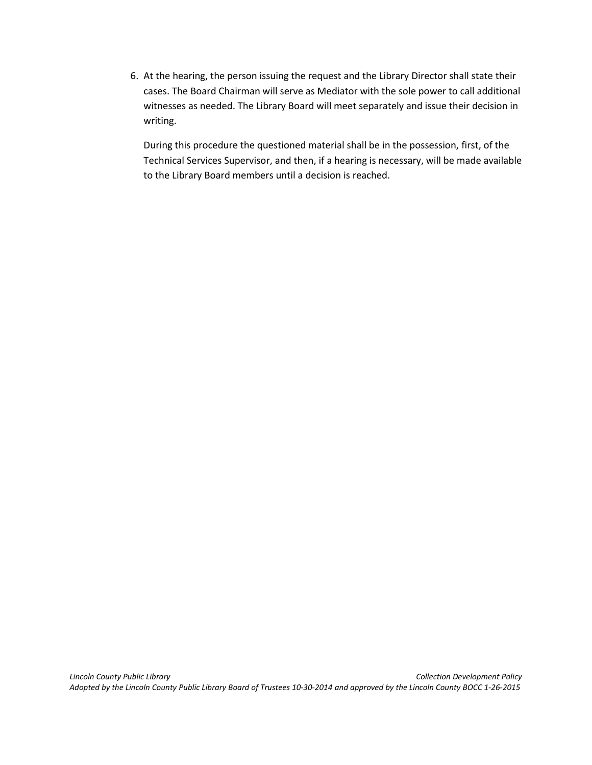6. At the hearing, the person issuing the request and the Library Director shall state their cases. The Board Chairman will serve as Mediator with the sole power to call additional witnesses as needed. The Library Board will meet separately and issue their decision in writing.

   During this procedure the questioned material shall be in the possession, first, of the Technical Services Supervisor, and then, if a hearing is necessary, will be made available to the Library Board members until a decision is reached.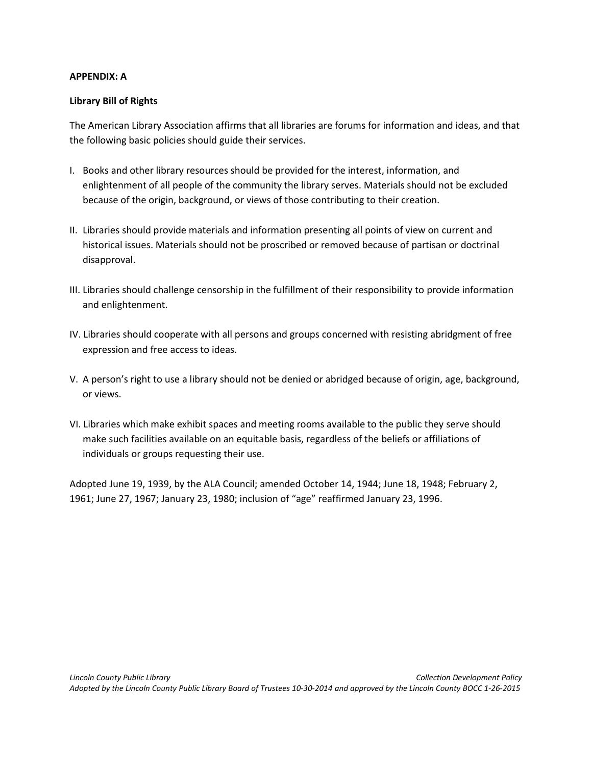**APPENDIX: A**

**Library Bill of Rights**

The American Library Association affirms that all libraries are forums for information and ideas, and that the following basic policies should guide their services.

I. Books and other library resources should be provided for the interest, information, and enlightenment of all people of the community the library serves. Materials should not be excluded because of the origin, background, or views of those contributing to their creation.

II. Libraries should provide materials and information presenting all points of view on current and historical issues. Materials should not be proscribed or removed because of partisan or doctrinal disapproval.

III. Libraries should challenge censorship in the fulfillment of their responsibility to provide information and enlightenment.

IV. Libraries should cooperate with all persons and groups concerned with resisting abridgment of free expression and free access to ideas.

V. A person's right to use a library should not be denied or abridged because of origin, age, background, or views.

VI. Libraries which make exhibit spaces and meeting rooms available to the public they serve should make such facilities available on an equitable basis, regardless of the beliefs or affiliations of individuals or groups requesting their use.

Adopted June 19, 1939, by the ALA Council; amended October 14, 1944; June 18, 1948; February 2, 1961; June 27, 1967; January 23, 1980; inclusion of "age" reaffirmed January 23, 1996.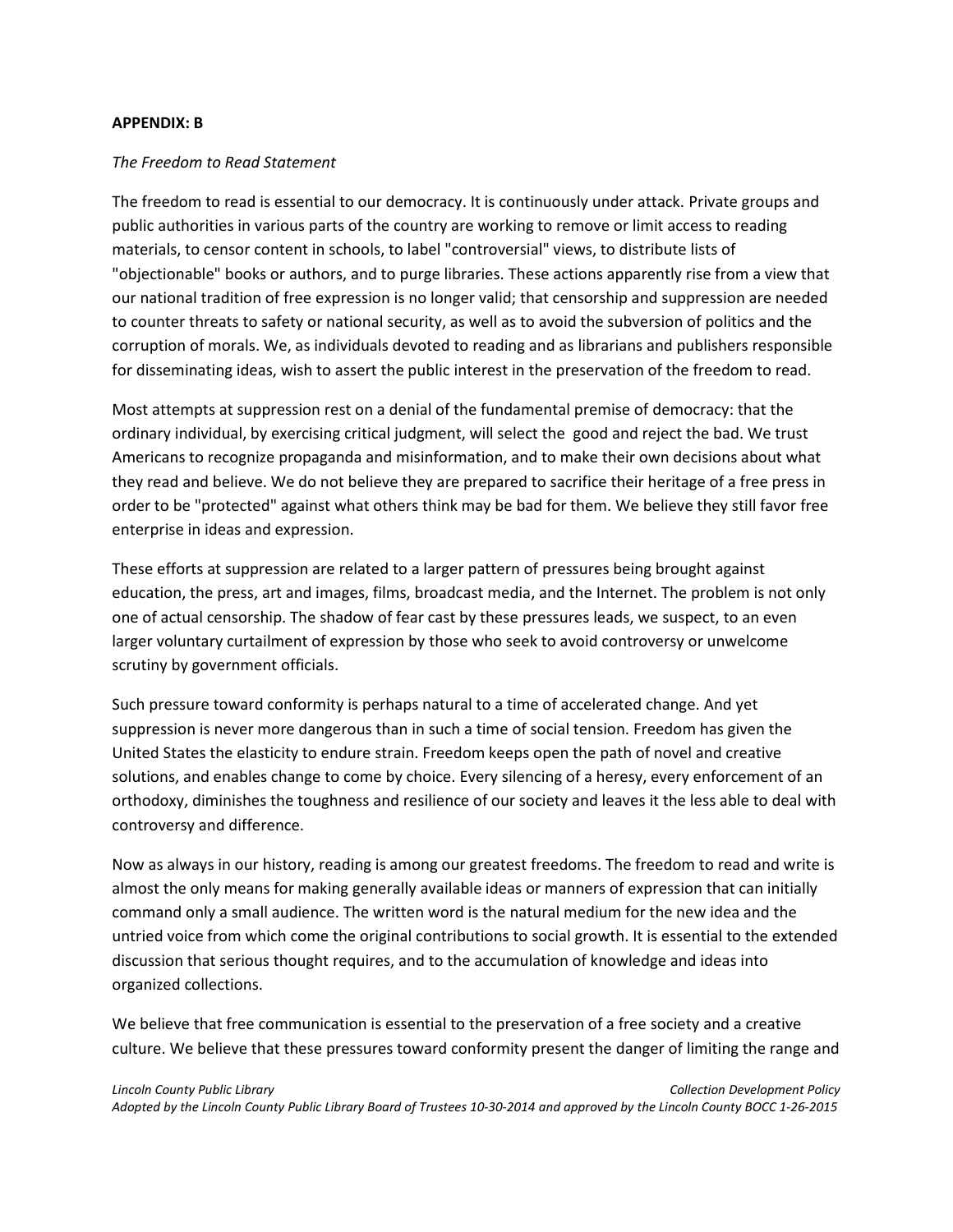**APPENDIX: B**

*The Freedom to Read Statement*

The freedom to read is essential to our democracy. It is continuously under attack. Private groups and public authorities in various parts of the country are working to remove or limit access to reading materials, to censor content in schools, to label "controversial" views, to distribute lists of "objectionable" books or authors, and to purge libraries. These actions apparently rise from a view that our national tradition of free expression is no longer valid; that censorship and suppression are needed to counter threats to safety or national security, as well as to avoid the subversion of politics and the corruption of morals. We, as individuals devoted to reading and as librarians and publishers responsible for disseminating ideas, wish to assert the public interest in the preservation of the freedom to read.

Most attempts at suppression rest on a denial of the fundamental premise of democracy: that the ordinary individual, by exercising critical judgment, will select the good and reject the bad. We trust Americans to recognize propaganda and misinformation, and to make their own decisions about what they read and believe. We do not believe they are prepared to sacrifice their heritage of a free press in order to be "protected" against what others think may be bad for them. We believe they still favor free enterprise in ideas and expression.

These efforts at suppression are related to a larger pattern of pressures being brought against education, the press, art and images, films, broadcast media, and the Internet. The problem is not only one of actual censorship. The shadow of fear cast by these pressures leads, we suspect, to an even larger voluntary curtailment of expression by those who seek to avoid controversy or unwelcome scrutiny by government officials.

Such pressure toward conformity is perhaps natural to a time of accelerated change. And yet suppression is never more dangerous than in such a time of social tension. Freedom has given the United States the elasticity to endure strain. Freedom keeps open the path of novel and creative solutions, and enables change to come by choice. Every silencing of a heresy, every enforcement of an orthodoxy, diminishes the toughness and resilience of our society and leaves it the less able to deal with controversy and difference.

Now as always in our history, reading is among our greatest freedoms. The freedom to read and write is almost the only means for making generally available ideas or manners of expression that can initially command only a small audience. The written word is the natural medium for the new idea and the untried voice from which come the original contributions to social growth. It is essential to the extended discussion that serious thought requires, and to the accumulation of knowledge and ideas into organized collections.

We believe that free communication is essential to the preservation of a free society and a creative culture. We believe that these pressures toward conformity present the danger of limiting the range and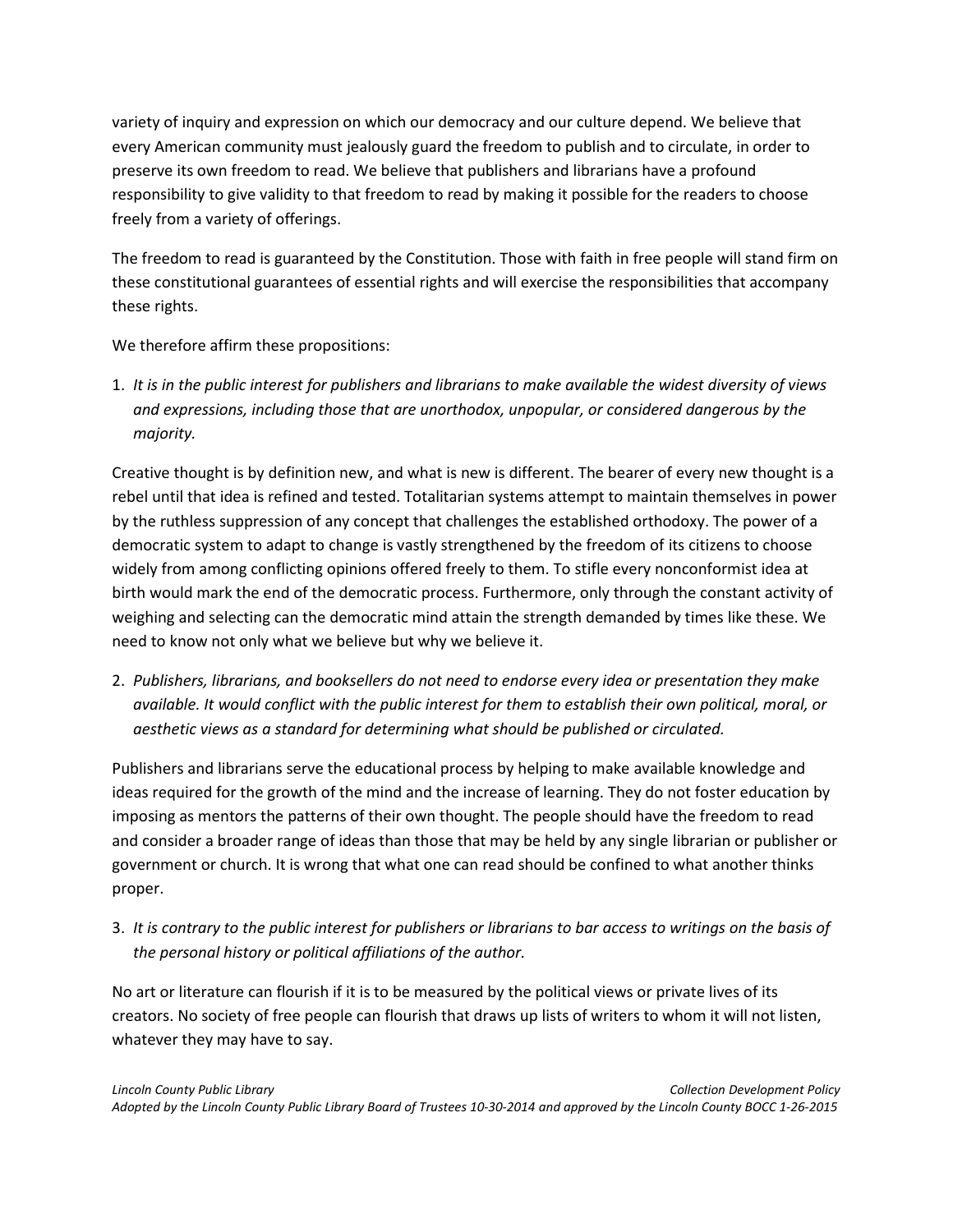variety of inquiry and expression on which our democracy and our culture depend. We believe that every American community must jealously guard the freedom to publish and to circulate, in order to preserve its own freedom to read. We believe that publishers and librarians have a profound responsibility to give validity to that freedom to read by making it possible for the readers to choose freely from a variety of offerings.

The freedom to read is guaranteed by the Constitution. Those with faith in free people will stand firm on these constitutional guarantees of essential rights and will exercise the responsibilities that accompany these rights.

We therefore affirm these propositions:

1. *It is in the public interest for publishers and librarians to make available the widest diversity of views and expressions, including those that are unorthodox, unpopular, or considered dangerous by the majority.*

Creative thought is by definition new, and what is new is different. The bearer of every new thought is a rebel until that idea is refined and tested. Totalitarian systems attempt to maintain themselves in power by the ruthless suppression of any concept that challenges the established orthodoxy. The power of a democratic system to adapt to change is vastly strengthened by the freedom of its citizens to choose widely from among conflicting opinions offered freely to them. To stifle every nonconformist idea at birth would mark the end of the democratic process. Furthermore, only through the constant activity of weighing and selecting can the democratic mind attain the strength demanded by times like these. We need to know not only what we believe but why we believe it.

2. *Publishers, librarians, and booksellers do not need to endorse every idea or presentation they make available. It would conflict with the public interest for them to establish their own political, moral, or aesthetic views as a standard for determining what should be published or circulated.*

Publishers and librarians serve the educational process by helping to make available knowledge and ideas required for the growth of the mind and the increase of learning. They do not foster education by imposing as mentors the patterns of their own thought. The people should have the freedom to read and consider a broader range of ideas than those that may be held by any single librarian or publisher or government or church. It is wrong that what one can read should be confined to what another thinks proper.

3. *It is contrary to the public interest for publishers or librarians to bar access to writings on the basis of the personal history or political affiliations of the author.*

No art or literature can flourish if it is to be measured by the political views or private lives of its creators. No society of free people can flourish that draws up lists of writers to whom it will not listen, whatever they may have to say.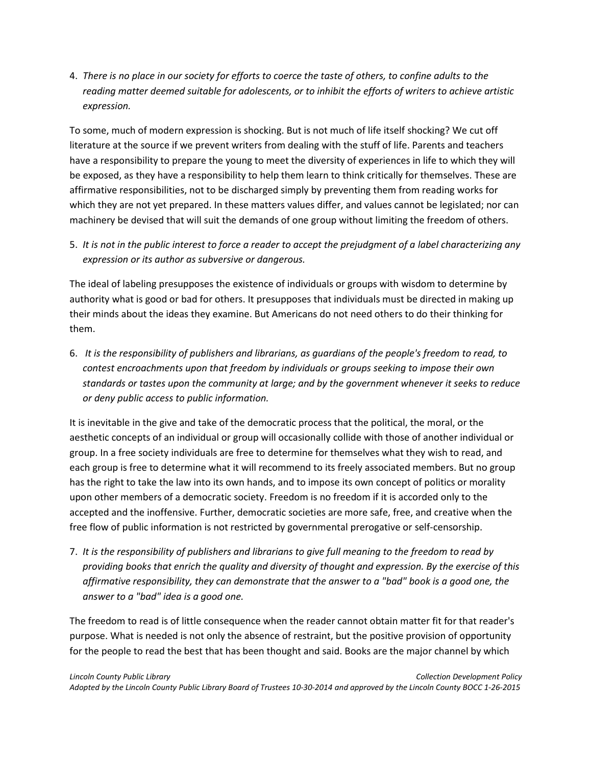4. *There is no place in our society for efforts to coerce the taste of others, to confine adults to the reading matter deemed suitable for adolescents, or to inhibit the efforts of writers to achieve artistic expression.*

To some, much of modern expression is shocking. But is not much of life itself shocking? We cut off literature at the source if we prevent writers from dealing with the stuff of life. Parents and teachers have a responsibility to prepare the young to meet the diversity of experiences in life to which they will be exposed, as they have a responsibility to help them learn to think critically for themselves. These are affirmative responsibilities, not to be discharged simply by preventing them from reading works for which they are not yet prepared. In these matters values differ, and values cannot be legislated; nor can machinery be devised that will suit the demands of one group without limiting the freedom of others.

5. *It is not in the public interest to force a reader to accept the prejudgment of a label characterizing any expression or its author as subversive or dangerous.*

The ideal of labeling presupposes the existence of individuals or groups with wisdom to determine by authority what is good or bad for others. It presupposes that individuals must be directed in making up their minds about the ideas they examine. But Americans do not need others to do their thinking for them.

6. *It is the responsibility of publishers and librarians, as guardians of the people's freedom to read, to contest encroachments upon that freedom by individuals or groups seeking to impose their own standards or tastes upon the community at large; and by the government whenever it seeks to reduce or deny public access to public information.*

It is inevitable in the give and take of the democratic process that the political, the moral, or the aesthetic concepts of an individual or group will occasionally collide with those of another individual or group. In a free society individuals are free to determine for themselves what they wish to read, and each group is free to determine what it will recommend to its freely associated members. But no group has the right to take the law into its own hands, and to impose its own concept of politics or morality upon other members of a democratic society. Freedom is no freedom if it is accorded only to the accepted and the inoffensive. Further, democratic societies are more safe, free, and creative when the free flow of public information is not restricted by governmental prerogative or self-censorship.

7. *It is the responsibility of publishers and librarians to give full meaning to the freedom to read by providing books that enrich the quality and diversity of thought and expression. By the exercise of this affirmative responsibility, they can demonstrate that the answer to a "bad" book is a good one, the answer to a "bad" idea is a good one.*

The freedom to read is of little consequence when the reader cannot obtain matter fit for that reader's purpose. What is needed is not only the absence of restraint, but the positive provision of opportunity for the people to read the best that has been thought and said. Books are the major channel by which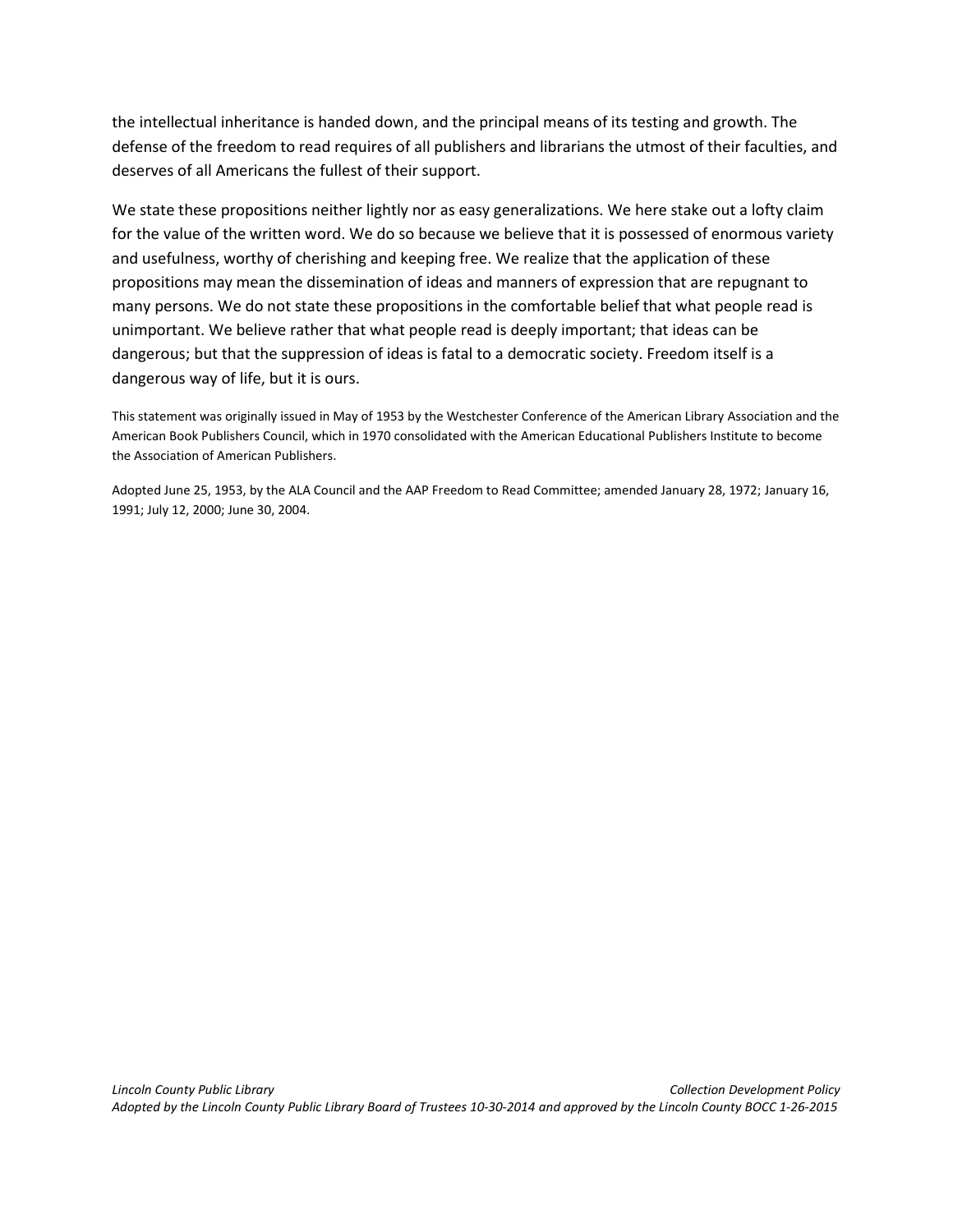the intellectual inheritance is handed down, and the principal means of its testing and growth. The defense of the freedom to read requires of all publishers and librarians the utmost of their faculties, and deserves of all Americans the fullest of their support.

We state these propositions neither lightly nor as easy generalizations. We here stake out a lofty claim for the value of the written word. We do so because we believe that it is possessed of enormous variety and usefulness, worthy of cherishing and keeping free. We realize that the application of these propositions may mean the dissemination of ideas and manners of expression that are repugnant to many persons. We do not state these propositions in the comfortable belief that what people read is unimportant. We believe rather that what people read is deeply important; that ideas can be dangerous; but that the suppression of ideas is fatal to a democratic society. Freedom itself is a dangerous way of life, but it is ours.

This statement was originally issued in May of 1953 by the Westchester Conference of the American Library Association and the American Book Publishers Council, which in 1970 consolidated with the American Educational Publishers Institute to become the Association of American Publishers.

Adopted June 25, 1953, by the ALA Council and the AAP Freedom to Read Committee; amended January 28, 1972; January 16, 1991; July 12, 2000; June 30, 2004.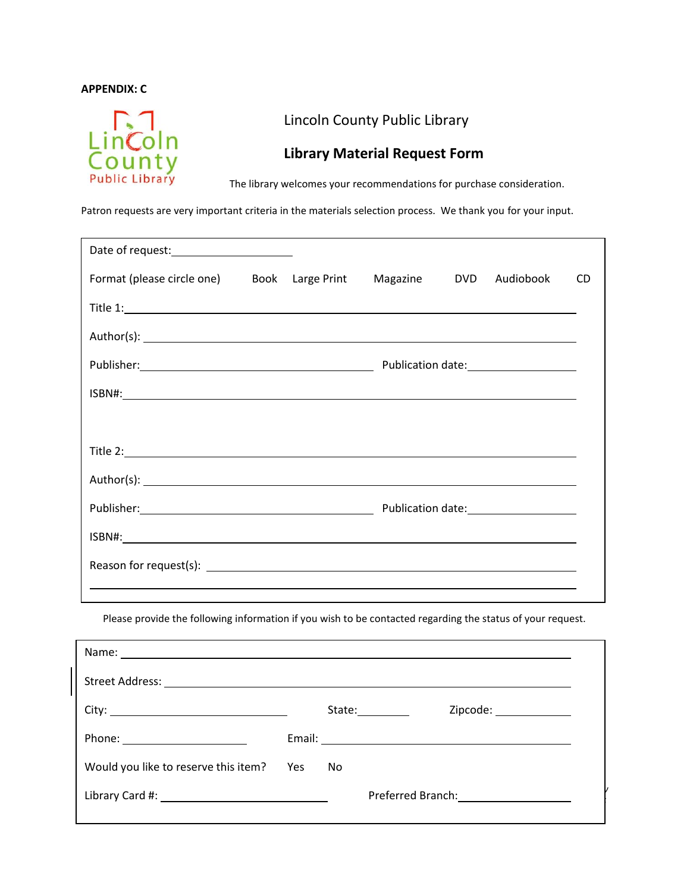**APPENDIX: C**

Lincoln County Public Library

# Lincoln County Public Library

## Library Material Request Form

The library welcomes your recommendations for purchase consideration.

Patron requests are very important criteria in the materials selection process. We thank you for your input.

Date of request:____________________

Format (please circle one) Book Large Print Magazine DVD Audiobook CD

Title 1:______________________________________________________________

Author(s):____________________________________________________________

Publisher:______________________________ Publication date:______________

ISBN#:_______________________________________________________________

Title 2:______________________________________________________________

Author(s):____________________________________________________________

Publisher:______________________________ Publication date:______________

ISBN#:_______________________________________________________________

Reason for request(s):_________________________________________________

______________________________________________________________________

Please provide the following information if you wish to be contacted regarding the status of your request.

Name:________________________________________________________________

Street Address:________________________________________________________

City:________________________ State:________ Zipcode:___________

Phone:__________________ Email:__________________________________

Would you like to reserve this item? Yes No

Library Card #:______________________ Preferred Branch:_______________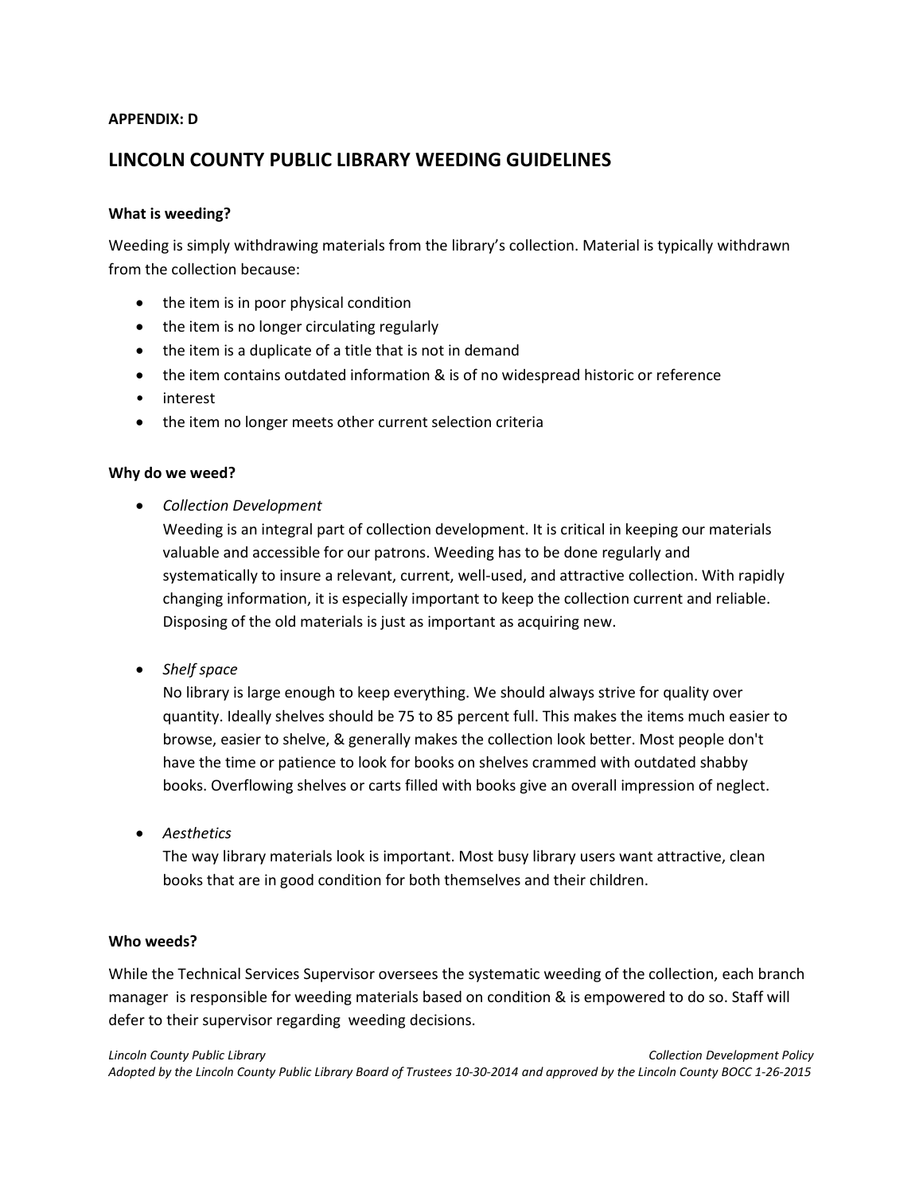**APPENDIX: D**

## LINCOLN COUNTY PUBLIC LIBRARY WEEDING GUIDELINES

**What is weeding?**

Weeding is simply withdrawing materials from the library's collection. Material is typically withdrawn from the collection because:

- the item is in poor physical condition
- the item is no longer circulating regularly
- the item is a duplicate of a title that is not in demand
- the item contains outdated information & is of no widespread historic or reference
- interest
- the item no longer meets other current selection criteria

**Why do we weed?**

- *Collection Development*
  Weeding is an integral part of collection development. It is critical in keeping our materials valuable and accessible for our patrons. Weeding has to be done regularly and systematically to insure a relevant, current, well-used, and attractive collection. With rapidly changing information, it is especially important to keep the collection current and reliable. Disposing of the old materials is just as important as acquiring new.

- *Shelf space*
  No library is large enough to keep everything. We should always strive for quality over quantity. Ideally shelves should be 75 to 85 percent full. This makes the items much easier to browse, easier to shelve, & generally makes the collection look better. Most people don't have the time or patience to look for books on shelves crammed with outdated shabby books. Overflowing shelves or carts filled with books give an overall impression of neglect.

- *Aesthetics*
  The way library materials look is important. Most busy library users want attractive, clean books that are in good condition for both themselves and their children.

**Who weeds?**

While the Technical Services Supervisor oversees the systematic weeding of the collection, each branch manager is responsible for weeding materials based on condition & is empowered to do so. Staff will defer to their supervisor regarding weeding decisions.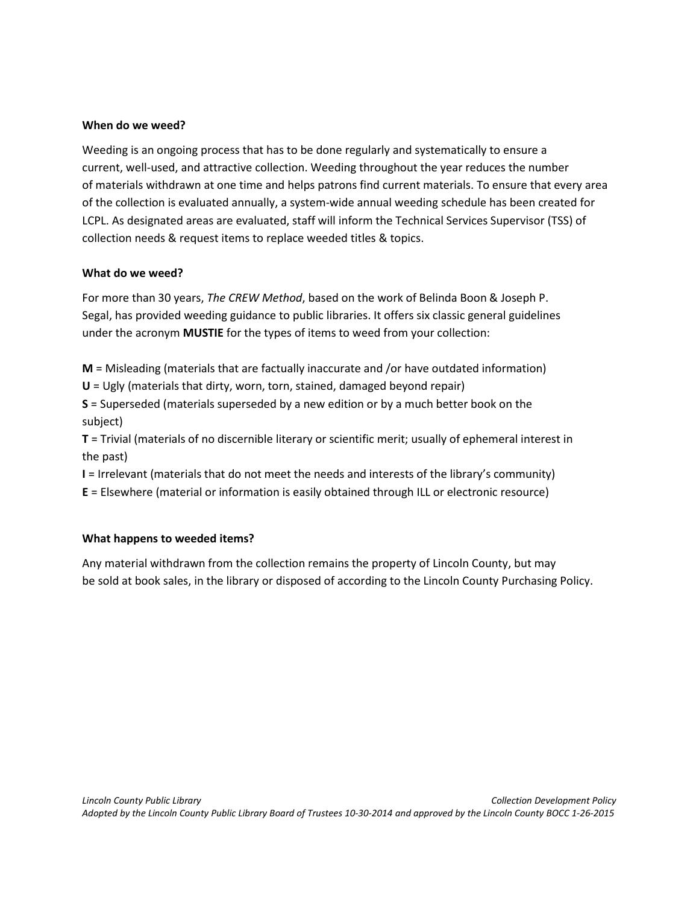**When do we weed?**

Weeding is an ongoing process that has to be done regularly and systematically to ensure a current, well-used, and attractive collection. Weeding throughout the year reduces the number of materials withdrawn at one time and helps patrons find current materials. To ensure that every area of the collection is evaluated annually, a system-wide annual weeding schedule has been created for LCPL. As designated areas are evaluated, staff will inform the Technical Services Supervisor (TSS) of collection needs & request items to replace weeded titles & topics.

**What do we weed?**

For more than 30 years, *The CREW Method*, based on the work of Belinda Boon & Joseph P. Segal, has provided weeding guidance to public libraries. It offers six classic general guidelines under the acronym **MUSTIE** for the types of items to weed from your collection:

**M** = Misleading (materials that are factually inaccurate and /or have outdated information)
**U** = Ugly (materials that dirty, worn, torn, stained, damaged beyond repair)
**S** = Superseded (materials superseded by a new edition or by a much better book on the subject)
**T** = Trivial (materials of no discernible literary or scientific merit; usually of ephemeral interest in the past)
**I** = Irrelevant (materials that do not meet the needs and interests of the library's community)
**E** = Elsewhere (material or information is easily obtained through ILL or electronic resource)

**What happens to weeded items?**

Any material withdrawn from the collection remains the property of Lincoln County, but may be sold at book sales, in the library or disposed of according to the Lincoln County Purchasing Policy.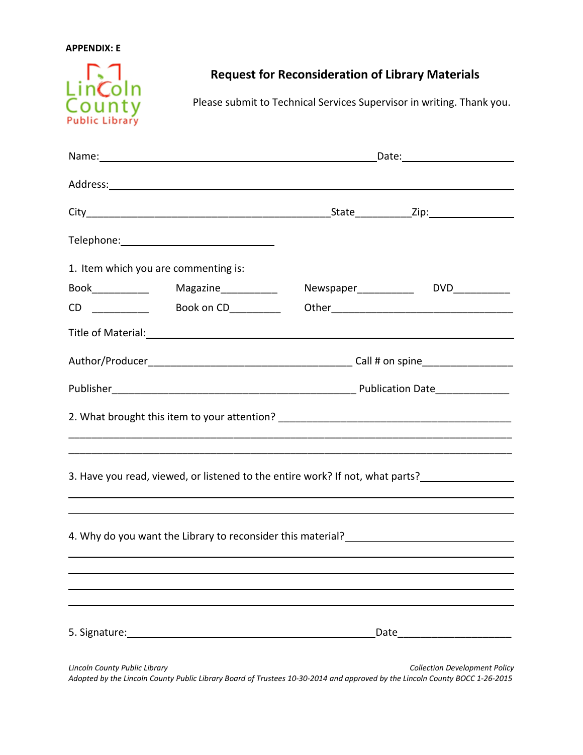**APPENDIX: E**

Lincoln County Public Library

## Request for Reconsideration of Library Materials

Please submit to Technical Services Supervisor in writing. Thank you.

Name:______________________________________________ Date:____________________

Address:___________________________________________________________________

City___________________________________________State_________Zip:______________

Telephone:___________________________

1. Item which you are commenting is:

Book__________ Magazine__________ Newspaper__________ DVD__________

CD __________ Book on CD_________ Other________________________________

Title of Material:____________________________________________________________

Author/Producer___________________________________ Call # on spine_______________

Publisher__________________________________________ Publication Date_____________

2. What brought this item to your attention? ________________________________________

_____________________________________________________________________________

_____________________________________________________________________________

3. Have you read, viewed, or listened to the entire work? If not, what parts?_______________

_____________________________________________________________________________

_____________________________________________________________________________

4. Why do you want the Library to reconsider this material?_____________________________

_____________________________________________________________________________

_____________________________________________________________________________

_____________________________________________________________________________

_____________________________________________________________________________

5. Signature:____________________________________________ Date___________________

*Lincoln County Public Library* *Collection Development Policy*
*Adopted by the Lincoln County Public Library Board of Trustees 10-30-2014 and approved by the Lincoln County BOCC 1-26-2015*